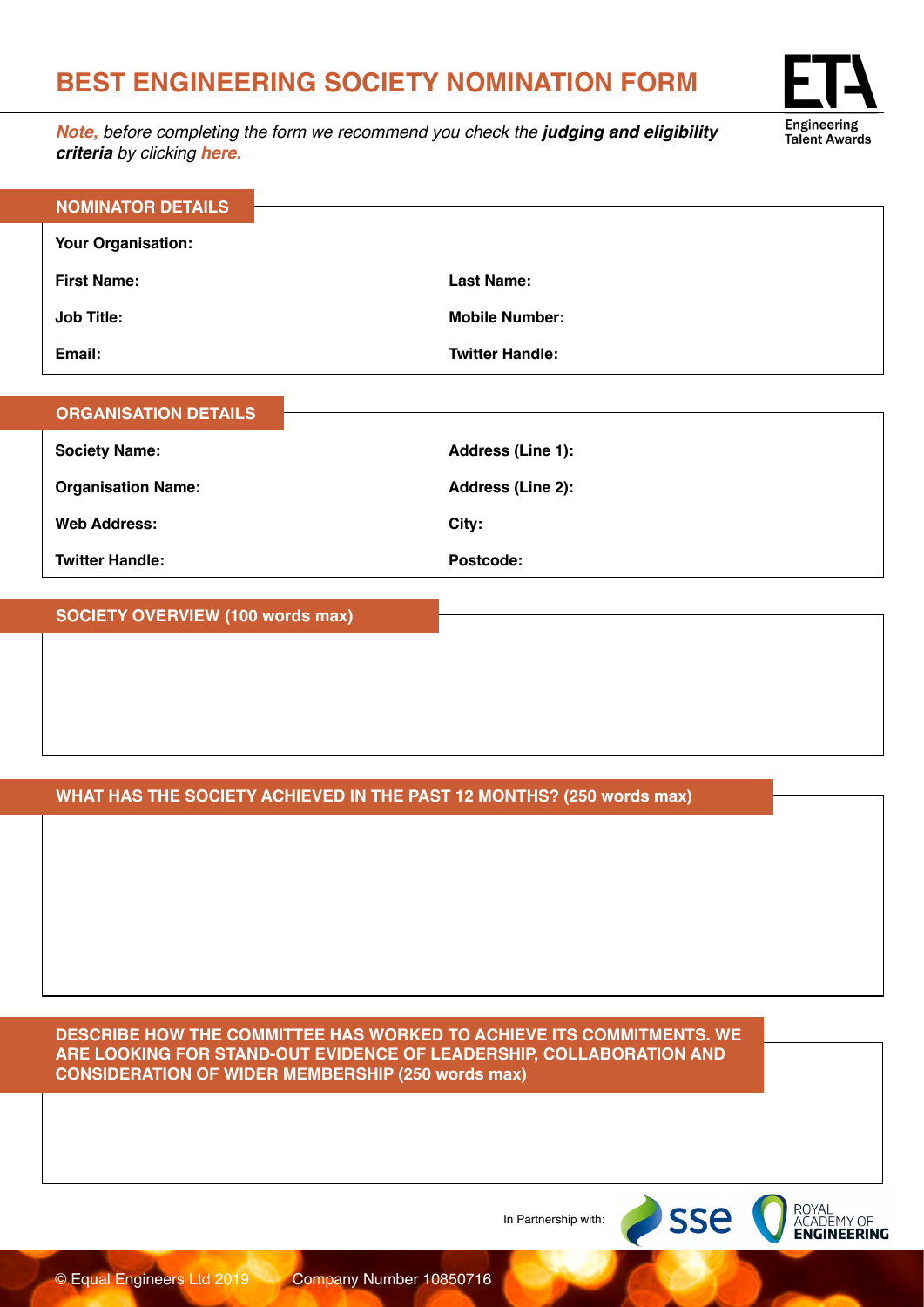# BEST ENGINEERING SOCIETY NOMINATION FORM

*Note, before completing the form we recommend you check the **judging and eligibility criteria** by clicking here.*

Engineering Talent Awards

## NOMINATOR DETAILS

**Your Organisation:**

**First Name:** | **Last Name:**

**Job Title:** | **Mobile Number:**

**Email:** | **Twitter Handle:**

## ORGANISATION DETAILS

**Society Name:** | **Address (Line 1):**

**Organisation Name:** | **Address (Line 2):**

**Web Address:** | **City:**

**Twitter Handle:** | **Postcode:**

## SOCIETY OVERVIEW (100 words max)

## WHAT HAS THE SOCIETY ACHIEVED IN THE PAST 12 MONTHS? (250 words max)

## DESCRIBE HOW THE COMMITTEE HAS WORKED TO ACHIEVE ITS COMMITMENTS. WE ARE LOOKING FOR STAND-OUT EVIDENCE OF LEADERSHIP, COLLABORATION AND CONSIDERATION OF WIDER MEMBERSHIP (250 words max)

In Partnership with: sse, Royal Academy of Engineering

© Equal Engineers Ltd 2019 Company Number 10850716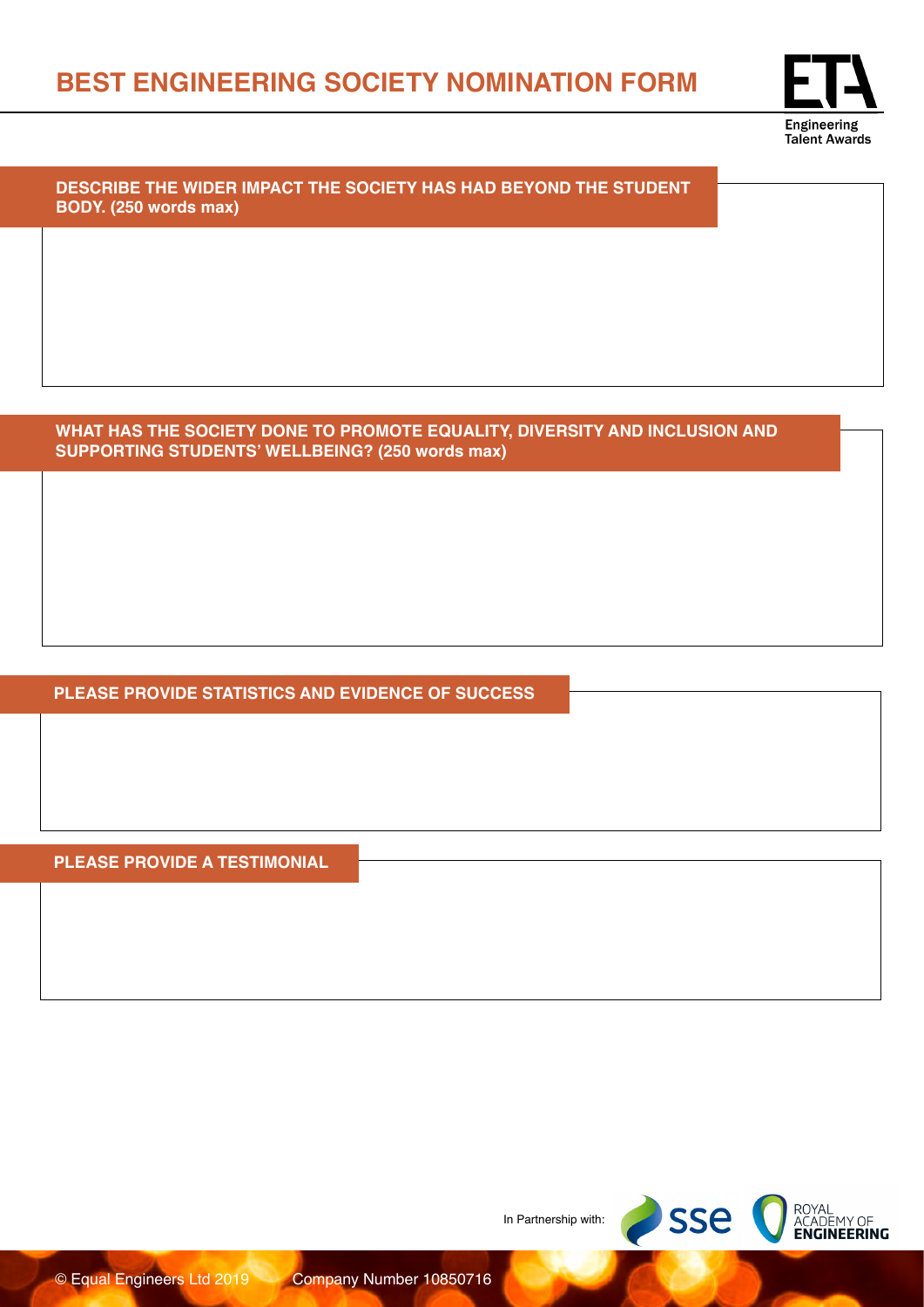# BEST ENGINEERING SOCIETY NOMINATION FORM

Engineering Talent Awards

**DESCRIBE THE WIDER IMPACT THE SOCIETY HAS HAD BEYOND THE STUDENT BODY. (250 words max)**

**WHAT HAS THE SOCIETY DONE TO PROMOTE EQUALITY, DIVERSITY AND INCLUSION AND SUPPORTING STUDENTS' WELLBEING? (250 words max)**

**PLEASE PROVIDE STATISTICS AND EVIDENCE OF SUCCESS**

**PLEASE PROVIDE A TESTIMONIAL**

In Partnership with: sse, ROYAL ACADEMY OF ENGINEERING

© Equal Engineers Ltd 2019 Company Number 10850716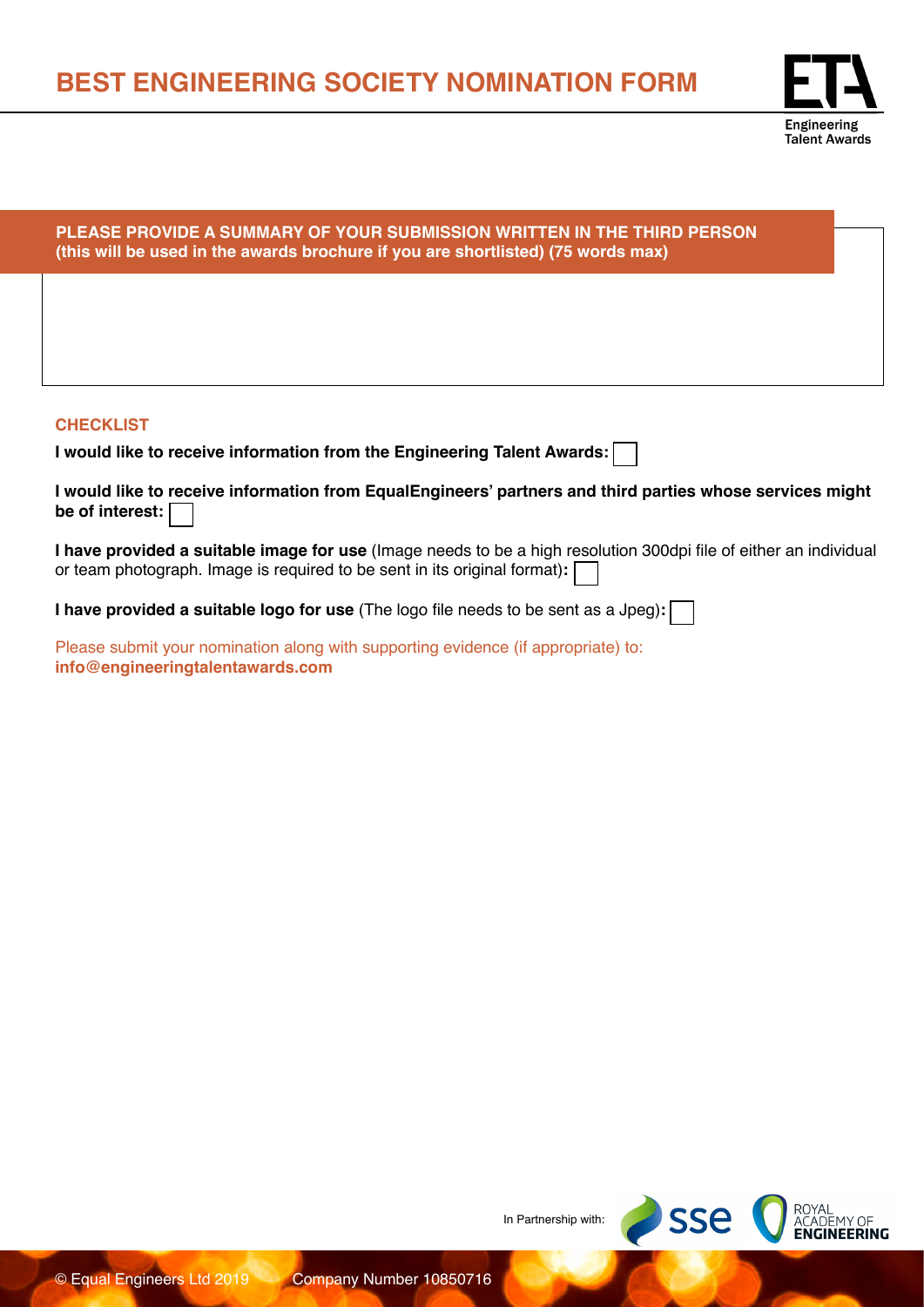# BEST ENGINEERING SOCIETY NOMINATION FORM

**PLEASE PROVIDE A SUMMARY OF YOUR SUBMISSION WRITTEN IN THE THIRD PERSON (this will be used in the awards brochure if you are shortlisted) (75 words max)**

## CHECKLIST

**I would like to receive information from the Engineering Talent Awards:** ☐

**I would like to receive information from EqualEngineers' partners and third parties whose services might be of interest:** ☐

**I have provided a suitable image for use** (Image needs to be a high resolution 300dpi file of either an individual or team photograph. Image is required to be sent in its original format)**:** ☐

**I have provided a suitable logo for use** (The logo file needs to be sent as a Jpeg)**:** ☐

Please submit your nomination along with supporting evidence (if appropriate) to: **info@engineeringtalentawards.com**

In Partnership with: SSE, Royal Academy of Engineering

© Equal Engineers Ltd 2019 Company Number 10850716